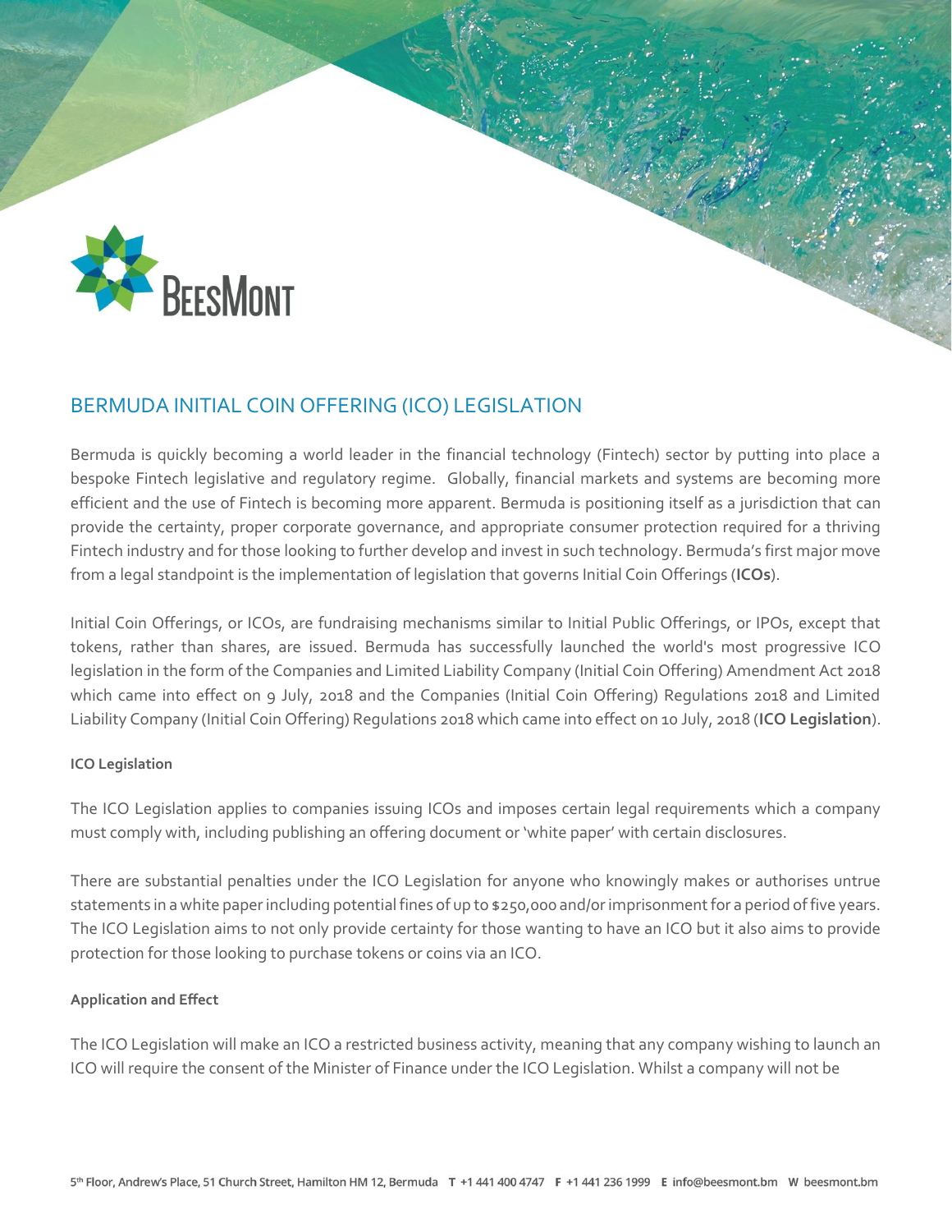# BERMUDA INITIAL COIN OFFERING (ICO) LEGISLATION

Bermuda is quickly becoming a world leader in the financial technology (Fintech) sector by putting into place a bespoke Fintech legislative and regulatory regime. Globally, financial markets and systems are becoming more efficient and the use of Fintech is becoming more apparent. Bermuda is positioning itself as a jurisdiction that can provide the certainty, proper corporate governance, and appropriate consumer protection required for a thriving Fintech industry and for those looking to further develop and invest in such technology. Bermuda's first major move from a legal standpoint is the implementation of legislation that governs Initial Coin Offerings (**ICOs**).

Initial Coin Offerings, or ICOs, are fundraising mechanisms similar to Initial Public Offerings, or IPOs, except that tokens, rather than shares, are issued. Bermuda has successfully launched the world's most progressive ICO legislation in the form of the Companies and Limited Liability Company (Initial Coin Offering) Amendment Act 2018 which came into effect on 9 July, 2018 and the Companies (Initial Coin Offering) Regulations 2018 and Limited Liability Company (Initial Coin Offering) Regulations 2018 which came into effect on 10 July, 2018 (**ICO Legislation**).

**ICO Legislation**

The ICO Legislation applies to companies issuing ICOs and imposes certain legal requirements which a company must comply with, including publishing an offering document or 'white paper' with certain disclosures.

There are substantial penalties under the ICO Legislation for anyone who knowingly makes or authorises untrue statements in a white paper including potential fines of up to $250,000 and/or imprisonment for a period of five years. The ICO Legislation aims to not only provide certainty for those wanting to have an ICO but it also aims to provide protection for those looking to purchase tokens or coins via an ICO.

**Application and Effect**

The ICO Legislation will make an ICO a restricted business activity, meaning that any company wishing to launch an ICO will require the consent of the Minister of Finance under the ICO Legislation. Whilst a company will not be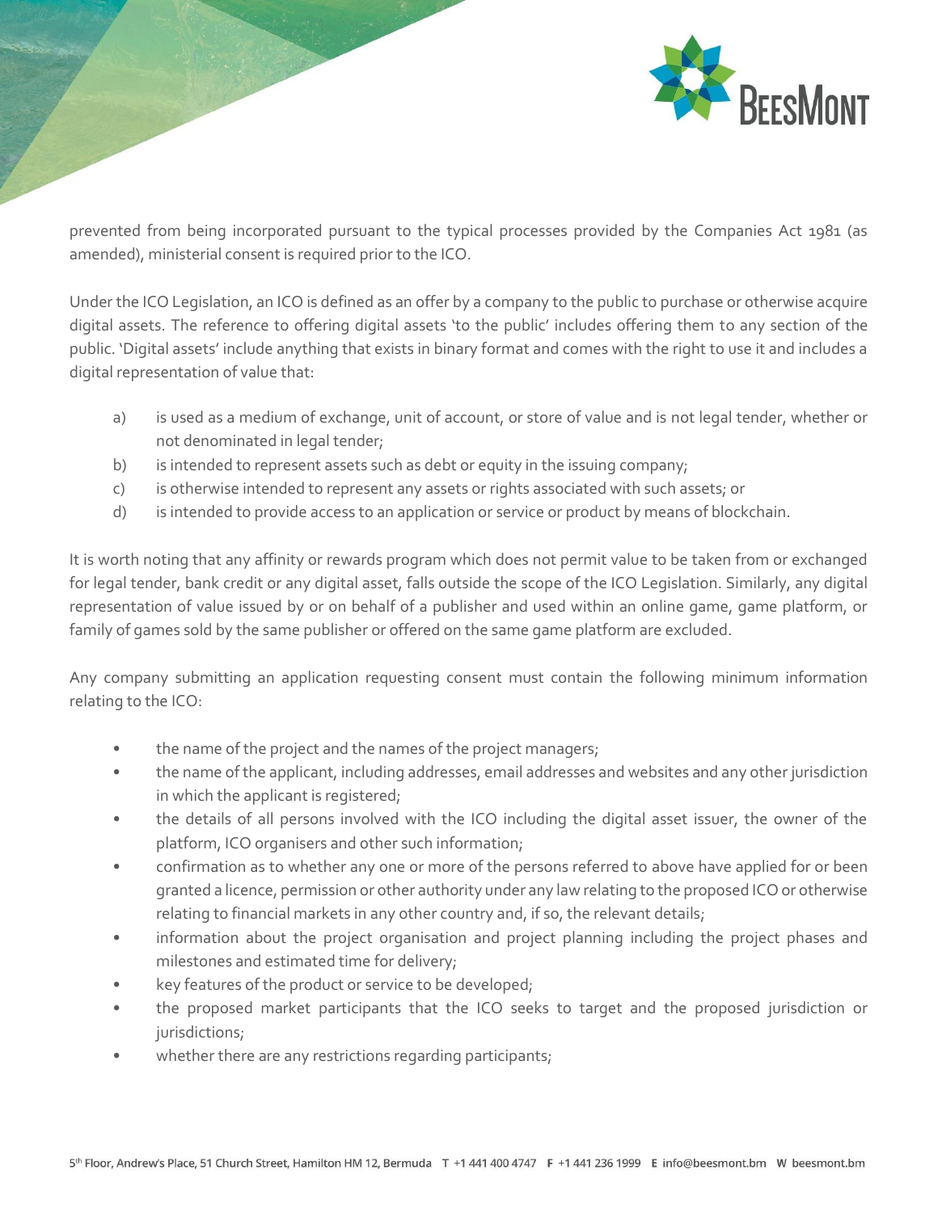prevented from being incorporated pursuant to the typical processes provided by the Companies Act 1981 (as amended), ministerial consent is required prior to the ICO.

Under the ICO Legislation, an ICO is defined as an offer by a company to the public to purchase or otherwise acquire digital assets. The reference to offering digital assets 'to the public' includes offering them to any section of the public. 'Digital assets' include anything that exists in binary format and comes with the right to use it and includes a digital representation of value that:

a) is used as a medium of exchange, unit of account, or store of value and is not legal tender, whether or not denominated in legal tender;
b) is intended to represent assets such as debt or equity in the issuing company;
c) is otherwise intended to represent any assets or rights associated with such assets; or
d) is intended to provide access to an application or service or product by means of blockchain.

It is worth noting that any affinity or rewards program which does not permit value to be taken from or exchanged for legal tender, bank credit or any digital asset, falls outside the scope of the ICO Legislation. Similarly, any digital representation of value issued by or on behalf of a publisher and used within an online game, game platform, or family of games sold by the same publisher or offered on the same game platform are excluded.

Any company submitting an application requesting consent must contain the following minimum information relating to the ICO:

- the name of the project and the names of the project managers;
- the name of the applicant, including addresses, email addresses and websites and any other jurisdiction in which the applicant is registered;
- the details of all persons involved with the ICO including the digital asset issuer, the owner of the platform, ICO organisers and other such information;
- confirmation as to whether any one or more of the persons referred to above have applied for or been granted a licence, permission or other authority under any law relating to the proposed ICO or otherwise relating to financial markets in any other country and, if so, the relevant details;
- information about the project organisation and project planning including the project phases and milestones and estimated time for delivery;
- key features of the product or service to be developed;
- the proposed market participants that the ICO seeks to target and the proposed jurisdiction or jurisdictions;
- whether there are any restrictions regarding participants;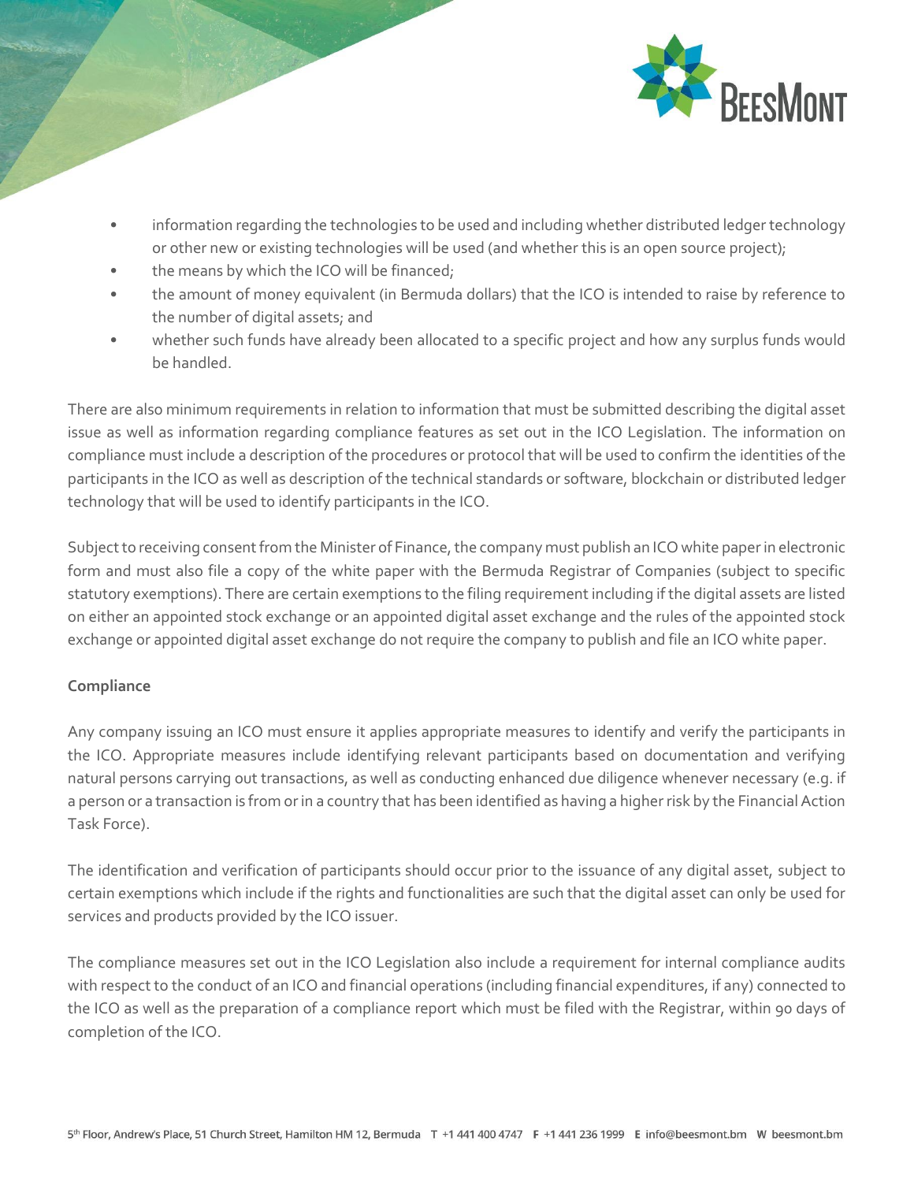- information regarding the technologies to be used and including whether distributed ledger technology or other new or existing technologies will be used (and whether this is an open source project);
- the means by which the ICO will be financed;
- the amount of money equivalent (in Bermuda dollars) that the ICO is intended to raise by reference to the number of digital assets; and
- whether such funds have already been allocated to a specific project and how any surplus funds would be handled.

There are also minimum requirements in relation to information that must be submitted describing the digital asset issue as well as information regarding compliance features as set out in the ICO Legislation. The information on compliance must include a description of the procedures or protocol that will be used to confirm the identities of the participants in the ICO as well as description of the technical standards or software, blockchain or distributed ledger technology that will be used to identify participants in the ICO.

Subject to receiving consent from the Minister of Finance, the company must publish an ICO white paper in electronic form and must also file a copy of the white paper with the Bermuda Registrar of Companies (subject to specific statutory exemptions). There are certain exemptions to the filing requirement including if the digital assets are listed on either an appointed stock exchange or an appointed digital asset exchange and the rules of the appointed stock exchange or appointed digital asset exchange do not require the company to publish and file an ICO white paper.

**Compliance**

Any company issuing an ICO must ensure it applies appropriate measures to identify and verify the participants in the ICO. Appropriate measures include identifying relevant participants based on documentation and verifying natural persons carrying out transactions, as well as conducting enhanced due diligence whenever necessary (e.g. if a person or a transaction is from or in a country that has been identified as having a higher risk by the Financial Action Task Force).

The identification and verification of participants should occur prior to the issuance of any digital asset, subject to certain exemptions which include if the rights and functionalities are such that the digital asset can only be used for services and products provided by the ICO issuer.

The compliance measures set out in the ICO Legislation also include a requirement for internal compliance audits with respect to the conduct of an ICO and financial operations (including financial expenditures, if any) connected to the ICO as well as the preparation of a compliance report which must be filed with the Registrar, within 90 days of completion of the ICO.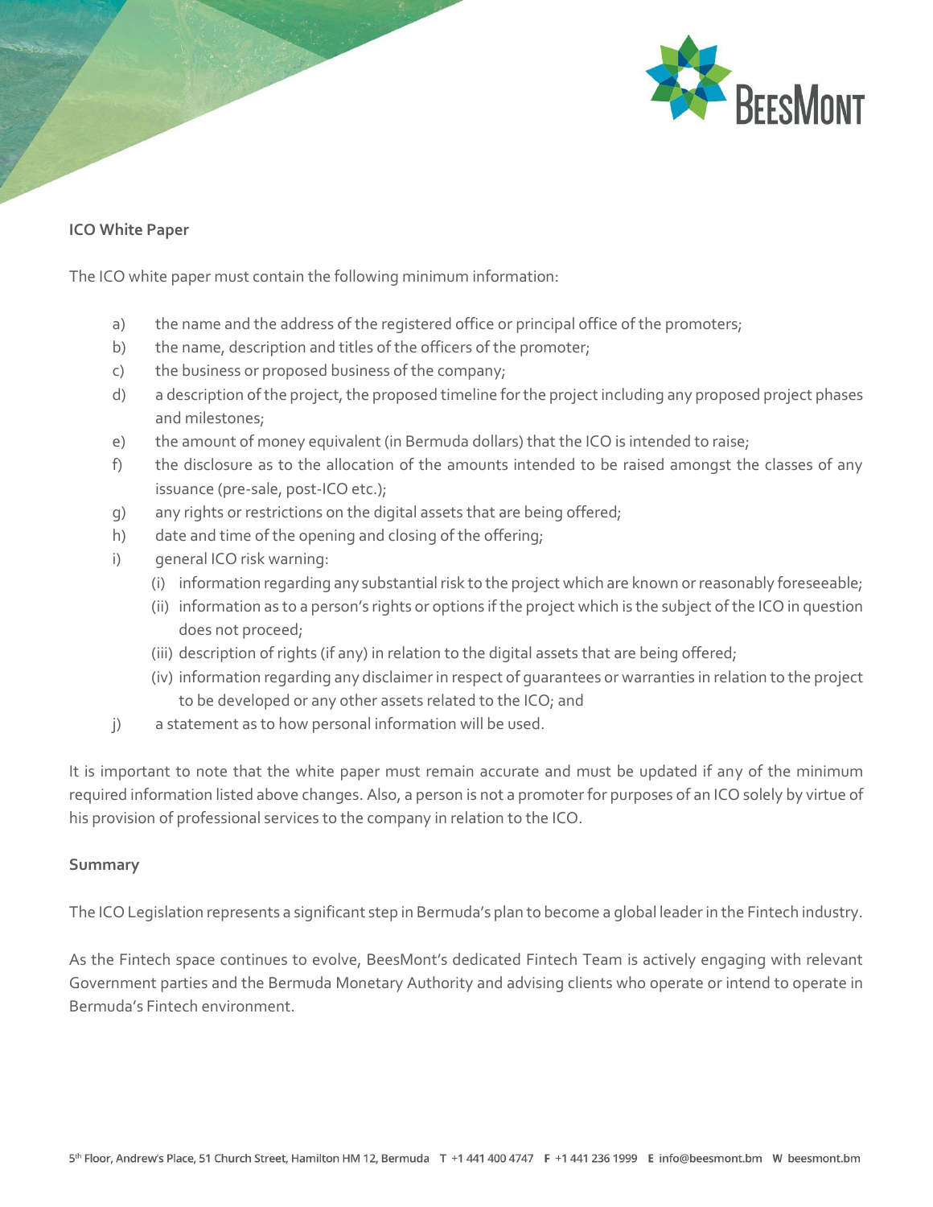### ICO White Paper

The ICO white paper must contain the following minimum information:

a) the name and the address of the registered office or principal office of the promoters;

b) the name, description and titles of the officers of the promoter;

c) the business or proposed business of the company;

d) a description of the project, the proposed timeline for the project including any proposed project phases and milestones;

e) the amount of money equivalent (in Bermuda dollars) that the ICO is intended to raise;

f) the disclosure as to the allocation of the amounts intended to be raised amongst the classes of any issuance (pre-sale, post-ICO etc.);

g) any rights or restrictions on the digital assets that are being offered;

h) date and time of the opening and closing of the offering;

i) general ICO risk warning:

  (i) information regarding any substantial risk to the project which are known or reasonably foreseeable;

  (ii) information as to a person's rights or options if the project which is the subject of the ICO in question does not proceed;

  (iii) description of rights (if any) in relation to the digital assets that are being offered;

  (iv) information regarding any disclaimer in respect of guarantees or warranties in relation to the project to be developed or any other assets related to the ICO; and

j) a statement as to how personal information will be used.

It is important to note that the white paper must remain accurate and must be updated if any of the minimum required information listed above changes. Also, a person is not a promoter for purposes of an ICO solely by virtue of his provision of professional services to the company in relation to the ICO.

### Summary

The ICO Legislation represents a significant step in Bermuda's plan to become a global leader in the Fintech industry.

As the Fintech space continues to evolve, BeesMont's dedicated Fintech Team is actively engaging with relevant Government parties and the Bermuda Monetary Authority and advising clients who operate or intend to operate in Bermuda's Fintech environment.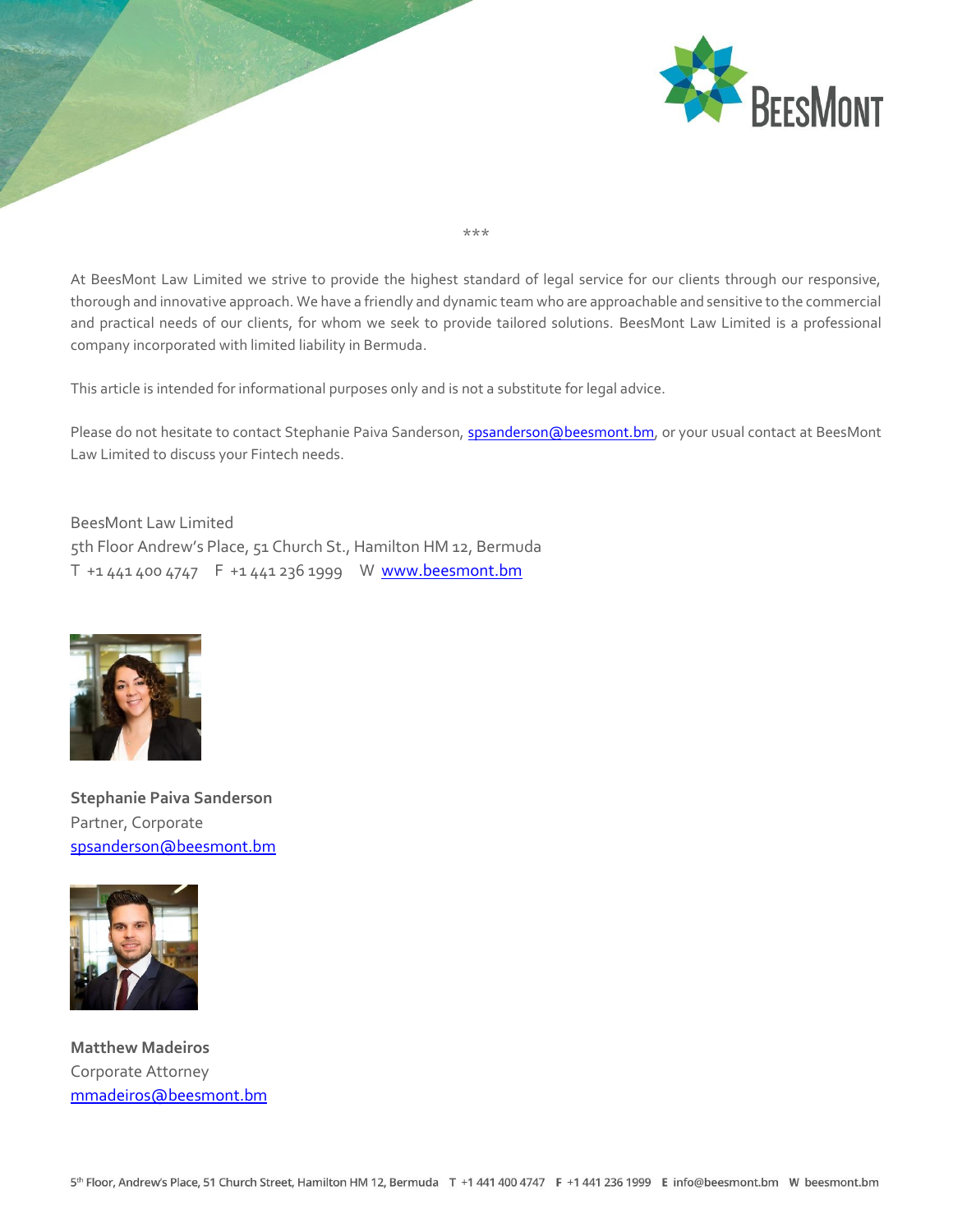\*\*\*

At BeesMont Law Limited we strive to provide the highest standard of legal service for our clients through our responsive, thorough and innovative approach. We have a friendly and dynamic team who are approachable and sensitive to the commercial and practical needs of our clients, for whom we seek to provide tailored solutions. BeesMont Law Limited is a professional company incorporated with limited liability in Bermuda.

This article is intended for informational purposes only and is not a substitute for legal advice.

Please do not hesitate to contact Stephanie Paiva Sanderson, spsanderson@beesmont.bm, or your usual contact at BeesMont Law Limited to discuss your Fintech needs.

BeesMont Law Limited
5th Floor Andrew's Place, 51 Church St., Hamilton HM 12, Bermuda
T +1 441 400 4747 F +1 441 236 1999 W www.beesmont.bm

**Stephanie Paiva Sanderson**
Partner, Corporate
spsanderson@beesmont.bm

**Matthew Madeiros**
Corporate Attorney
mmadeiros@beesmont.bm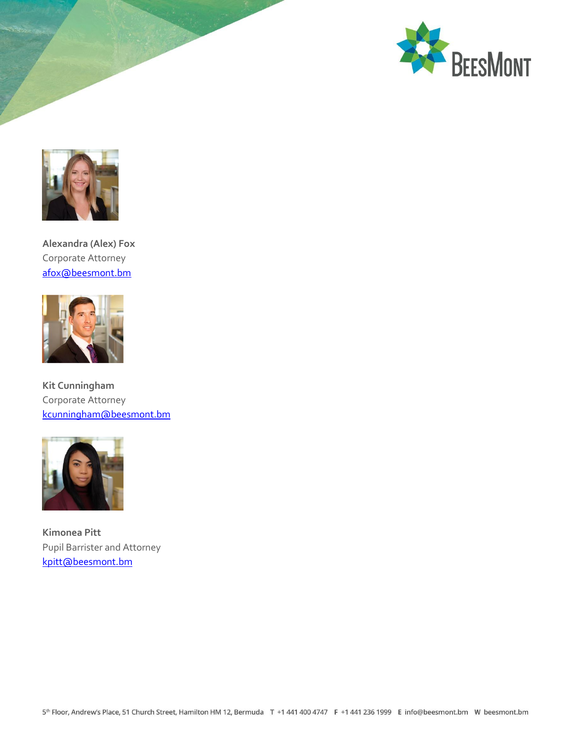**Alexandra (Alex) Fox**
Corporate Attorney
afox@beesmont.bm

**Kit Cunningham**
Corporate Attorney
kcunningham@beesmont.bm

**Kimonea Pitt**
Pupil Barrister and Attorney
kpitt@beesmont.bm